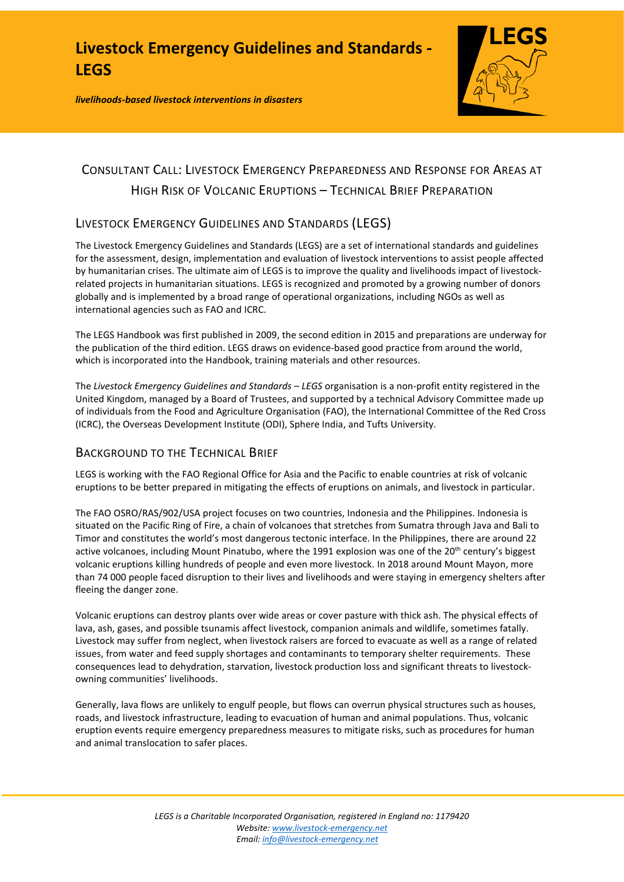# Livestock Emergency Guidelines and Standards - LEGS

***livelihoods-based livestock interventions in disasters***

## Consultant Call: Livestock Emergency Preparedness and Response for Areas at High Risk of Volcanic Eruptions – Technical Brief Preparation

### Livestock Emergency Guidelines and Standards (LEGS)

The Livestock Emergency Guidelines and Standards (LEGS) are a set of international standards and guidelines for the assessment, design, implementation and evaluation of livestock interventions to assist people affected by humanitarian crises. The ultimate aim of LEGS is to improve the quality and livelihoods impact of livestock-related projects in humanitarian situations. LEGS is recognized and promoted by a growing number of donors globally and is implemented by a broad range of operational organizations, including NGOs as well as international agencies such as FAO and ICRC.

The LEGS Handbook was first published in 2009, the second edition in 2015 and preparations are underway for the publication of the third edition. LEGS draws on evidence-based good practice from around the world, which is incorporated into the Handbook, training materials and other resources.

The *Livestock Emergency Guidelines and Standards – LEGS* organisation is a non-profit entity registered in the United Kingdom, managed by a Board of Trustees, and supported by a technical Advisory Committee made up of individuals from the Food and Agriculture Organisation (FAO), the International Committee of the Red Cross (ICRC), the Overseas Development Institute (ODI), Sphere India, and Tufts University.

### Background to the Technical Brief

LEGS is working with the FAO Regional Office for Asia and the Pacific to enable countries at risk of volcanic eruptions to be better prepared in mitigating the effects of eruptions on animals, and livestock in particular.

The FAO OSRO/RAS/902/USA project focuses on two countries, Indonesia and the Philippines. Indonesia is situated on the Pacific Ring of Fire, a chain of volcanoes that stretches from Sumatra through Java and Bali to Timor and constitutes the world's most dangerous tectonic interface. In the Philippines, there are around 22 active volcanoes, including Mount Pinatubo, where the 1991 explosion was one of the 20th century's biggest volcanic eruptions killing hundreds of people and even more livestock. In 2018 around Mount Mayon, more than 74 000 people faced disruption to their lives and livelihoods and were staying in emergency shelters after fleeing the danger zone.

Volcanic eruptions can destroy plants over wide areas or cover pasture with thick ash. The physical effects of lava, ash, gases, and possible tsunamis affect livestock, companion animals and wildlife, sometimes fatally. Livestock may suffer from neglect, when livestock raisers are forced to evacuate as well as a range of related issues, from water and feed supply shortages and contaminants to temporary shelter requirements. These consequences lead to dehydration, starvation, livestock production loss and significant threats to livestock-owning communities' livelihoods.

Generally, lava flows are unlikely to engulf people, but flows can overrun physical structures such as houses, roads, and livestock infrastructure, leading to evacuation of human and animal populations. Thus, volcanic eruption events require emergency preparedness measures to mitigate risks, such as procedures for human and animal translocation to safer places.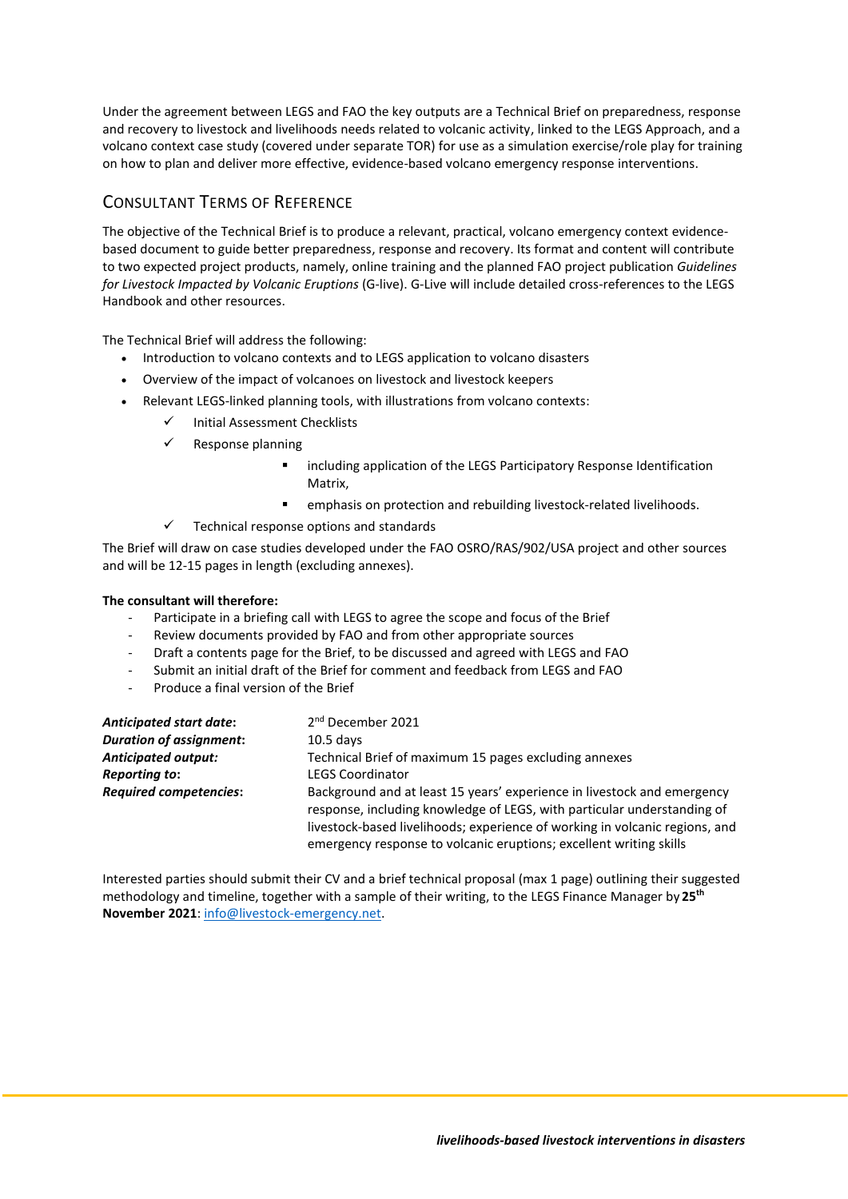Under the agreement between LEGS and FAO the key outputs are a Technical Brief on preparedness, response and recovery to livestock and livelihoods needs related to volcanic activity, linked to the LEGS Approach, and a volcano context case study (covered under separate TOR) for use as a simulation exercise/role play for training on how to plan and deliver more effective, evidence-based volcano emergency response interventions.

## Consultant Terms of Reference

The objective of the Technical Brief is to produce a relevant, practical, volcano emergency context evidence-based document to guide better preparedness, response and recovery. Its format and content will contribute to two expected project products, namely, online training and the planned FAO project publication *Guidelines for Livestock Impacted by Volcanic Eruptions* (G-live). G-Live will include detailed cross-references to the LEGS Handbook and other resources.

The Technical Brief will address the following:

- Introduction to volcano contexts and to LEGS application to volcano disasters
- Overview of the impact of volcanoes on livestock and livestock keepers
- Relevant LEGS-linked planning tools, with illustrations from volcano contexts:
  - ✓ Initial Assessment Checklists
  - ✓ Response planning
    - including application of the LEGS Participatory Response Identification Matrix,
    - emphasis on protection and rebuilding livestock-related livelihoods.
  - ✓ Technical response options and standards

The Brief will draw on case studies developed under the FAO OSRO/RAS/902/USA project and other sources and will be 12-15 pages in length (excluding annexes).

**The consultant will therefore:**

- Participate in a briefing call with LEGS to agree the scope and focus of the Brief
- Review documents provided by FAO and from other appropriate sources
- Draft a contents page for the Brief, to be discussed and agreed with LEGS and FAO
- Submit an initial draft of the Brief for comment and feedback from LEGS and FAO
- Produce a final version of the Brief

| | |
|---|---|
| ***Anticipated start date*:** | 2nd December 2021 |
| ***Duration of assignment*:** | 10.5 days |
| ***Anticipated output:*** | Technical Brief of maximum 15 pages excluding annexes |
| ***Reporting to*:** | LEGS Coordinator |
| ***Required competencies*:** | Background and at least 15 years' experience in livestock and emergency response, including knowledge of LEGS, with particular understanding of livestock-based livelihoods; experience of working in volcanic regions, and emergency response to volcanic eruptions; excellent writing skills |

Interested parties should submit their CV and a brief technical proposal (max 1 page) outlining their suggested methodology and timeline, together with a sample of their writing, to the LEGS Finance Manager by **25th November 2021**: info@livestock-emergency.net.